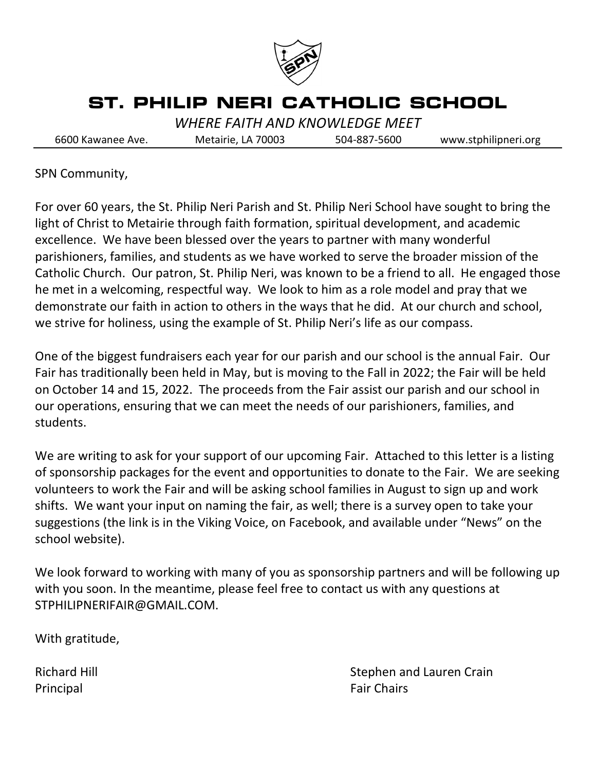# ST. PHILIP NERI CATHOLIC SCHOOL

*WHERE FAITH AND KNOWLEDGE MEET*

6600 Kawanee Ave. Metairie, LA 70003 504-887-5600 www.stphilipneri.org

---

SPN Community,

For over 60 years, the St. Philip Neri Parish and St. Philip Neri School have sought to bring the light of Christ to Metairie through faith formation, spiritual development, and academic excellence. We have been blessed over the years to partner with many wonderful parishioners, families, and students as we have worked to serve the broader mission of the Catholic Church. Our patron, St. Philip Neri, was known to be a friend to all. He engaged those he met in a welcoming, respectful way. We look to him as a role model and pray that we demonstrate our faith in action to others in the ways that he did. At our church and school, we strive for holiness, using the example of St. Philip Neri's life as our compass.

One of the biggest fundraisers each year for our parish and our school is the annual Fair. Our Fair has traditionally been held in May, but is moving to the Fall in 2022; the Fair will be held on October 14 and 15, 2022. The proceeds from the Fair assist our parish and our school in our operations, ensuring that we can meet the needs of our parishioners, families, and students.

We are writing to ask for your support of our upcoming Fair. Attached to this letter is a listing of sponsorship packages for the event and opportunities to donate to the Fair. We are seeking volunteers to work the Fair and will be asking school families in August to sign up and work shifts. We want your input on naming the fair, as well; there is a survey open to take your suggestions (the link is in the Viking Voice, on Facebook, and available under "News" on the school website).

We look forward to working with many of you as sponsorship partners and will be following up with you soon. In the meantime, please feel free to contact us with any questions at STPHILIPNERIFAIR@GMAIL.COM.

With gratitude,

Richard Hill
Principal

Stephen and Lauren Crain
Fair Chairs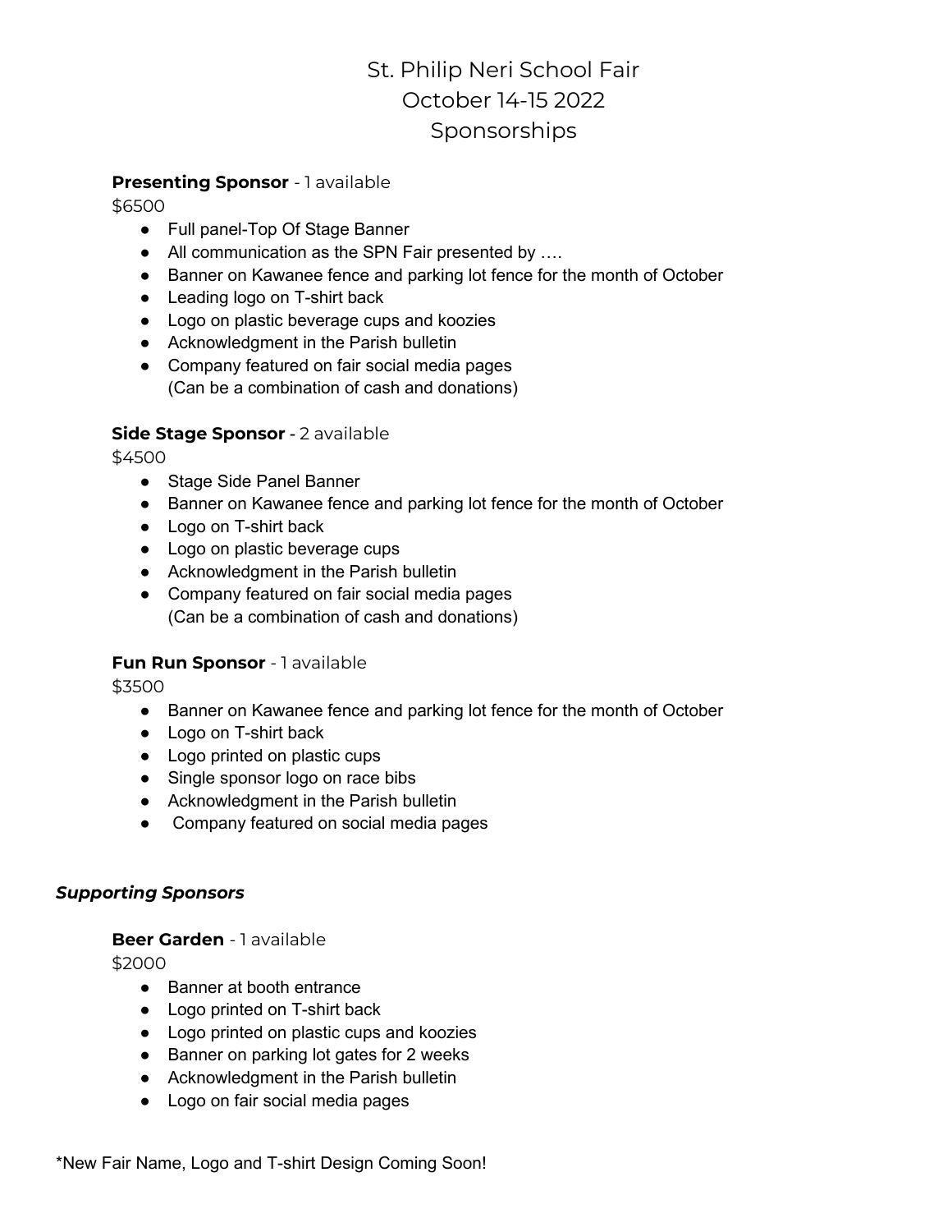# St. Philip Neri School Fair
# October 14-15 2022
# Sponsorships

**Presenting Sponsor** - 1 available
$6500

- Full panel-Top Of Stage Banner
- All communication as the SPN Fair presented by ….
- Banner on Kawanee fence and parking lot fence for the month of October
- Leading logo on T-shirt back
- Logo on plastic beverage cups and koozies
- Acknowledgment in the Parish bulletin
- Company featured on fair social media pages
  (Can be a combination of cash and donations)

**Side Stage Sponsor** - 2 available
$4500

- Stage Side Panel Banner
- Banner on Kawanee fence and parking lot fence for the month of October
- Logo on T-shirt back
- Logo on plastic beverage cups
- Acknowledgment in the Parish bulletin
- Company featured on fair social media pages
  (Can be a combination of cash and donations)

**Fun Run Sponsor** - 1 available
$3500

- Banner on Kawanee fence and parking lot fence for the month of October
- Logo on T-shirt back
- Logo printed on plastic cups
- Single sponsor logo on race bibs
- Acknowledgment in the Parish bulletin
- Company featured on social media pages

***Supporting Sponsors***

**Beer Garden** - 1 available
$2000

- Banner at booth entrance
- Logo printed on T-shirt back
- Logo printed on plastic cups and koozies
- Banner on parking lot gates for 2 weeks
- Acknowledgment in the Parish bulletin
- Logo on fair social media pages

*New Fair Name, Logo and T-shirt Design Coming Soon!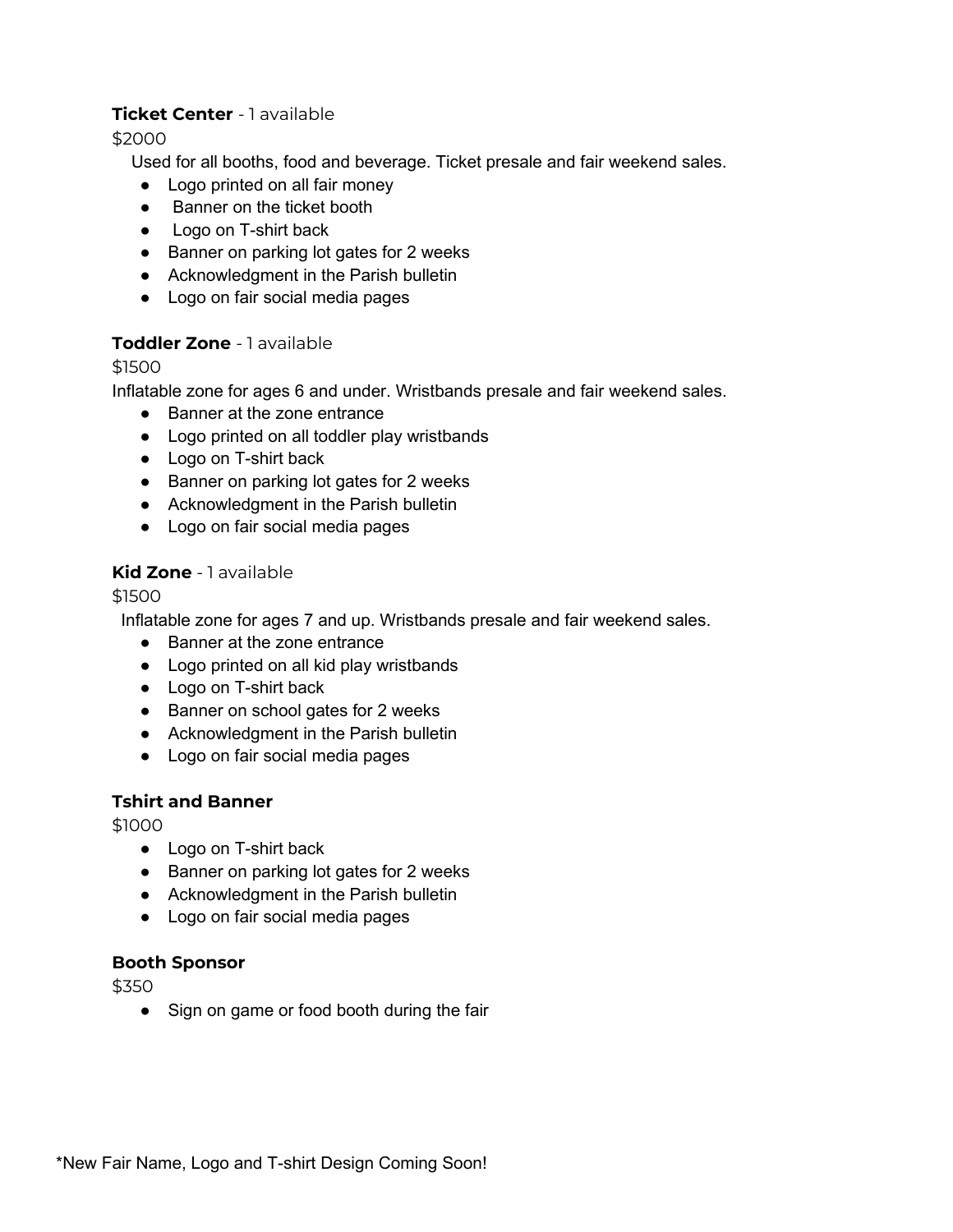**Ticket Center** - 1 available

$2000

Used for all booths, food and beverage. Ticket presale and fair weekend sales.

- Logo printed on all fair money
- Banner on the ticket booth
- Logo on T-shirt back
- Banner on parking lot gates for 2 weeks
- Acknowledgment in the Parish bulletin
- Logo on fair social media pages

**Toddler Zone** - 1 available

$1500

Inflatable zone for ages 6 and under. Wristbands presale and fair weekend sales.

- Banner at the zone entrance
- Logo printed on all toddler play wristbands
- Logo on T-shirt back
- Banner on parking lot gates for 2 weeks
- Acknowledgment in the Parish bulletin
- Logo on fair social media pages

**Kid Zone** - 1 available

$1500

Inflatable zone for ages 7 and up. Wristbands presale and fair weekend sales.

- Banner at the zone entrance
- Logo printed on all kid play wristbands
- Logo on T-shirt back
- Banner on school gates for 2 weeks
- Acknowledgment in the Parish bulletin
- Logo on fair social media pages

**Tshirt and Banner**

$1000

- Logo on T-shirt back
- Banner on parking lot gates for 2 weeks
- Acknowledgment in the Parish bulletin
- Logo on fair social media pages

**Booth Sponsor**

$350

- Sign on game or food booth during the fair

*New Fair Name, Logo and T-shirt Design Coming Soon!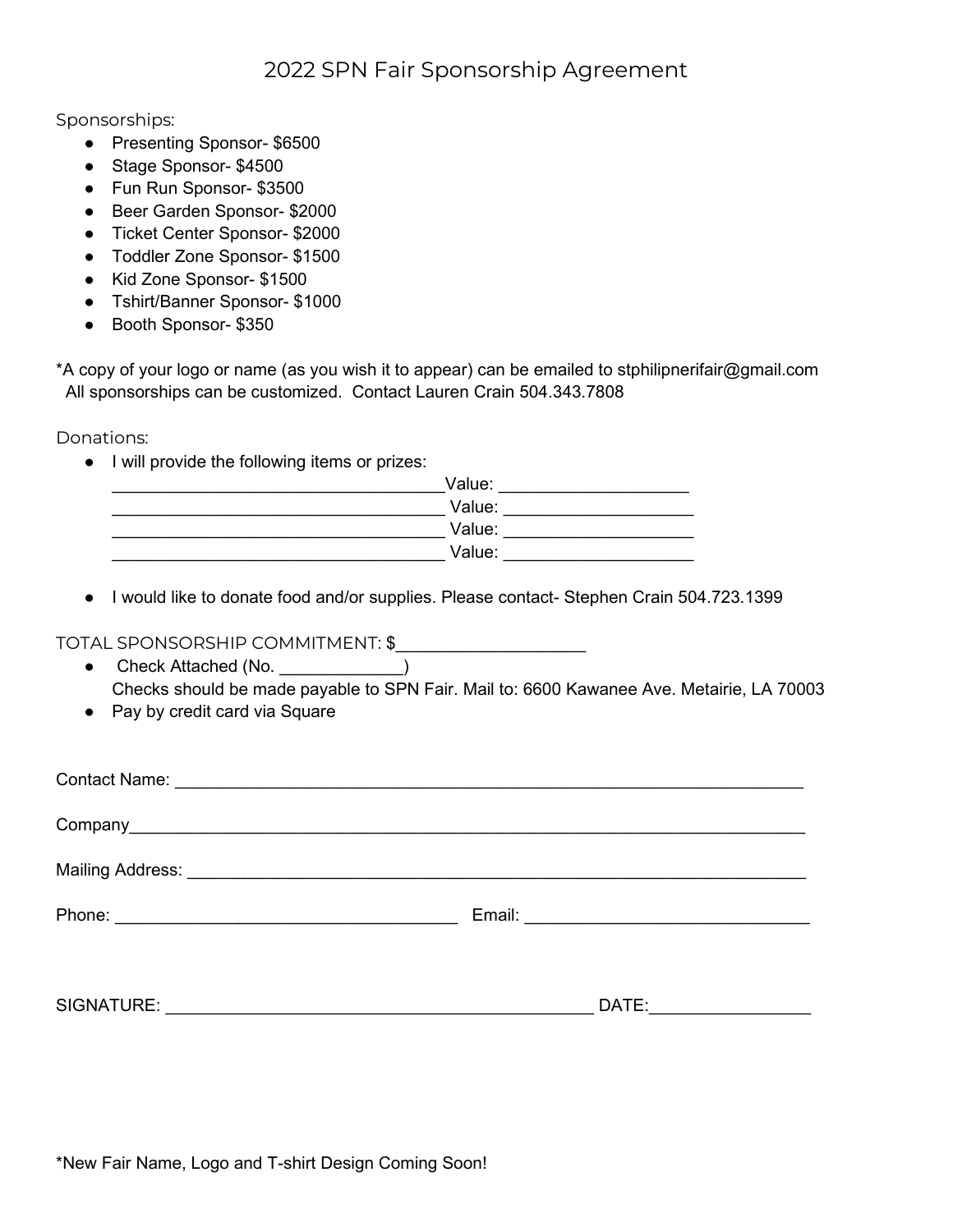# 2022 SPN Fair Sponsorship Agreement

Sponsorships:

- Presenting Sponsor- $6500
- Stage Sponsor- $4500
- Fun Run Sponsor- $3500
- Beer Garden Sponsor- $2000
- Ticket Center Sponsor- $2000
- Toddler Zone Sponsor- $1500
- Kid Zone Sponsor- $1500
- Tshirt/Banner Sponsor- $1000
- Booth Sponsor- $350

*A copy of your logo or name (as you wish it to appear) can be emailed to stphilipnerifair@gmail.com
All sponsorships can be customized. Contact Lauren Crain 504.343.7808

Donations:

- I will provide the following items or prizes:
  ___________________________________ Value: ____________________
  ___________________________________ Value: ____________________
  ___________________________________ Value: ____________________
  ___________________________________ Value: ____________________

- I would like to donate food and/or supplies. Please contact- Stephen Crain 504.723.1399

TOTAL SPONSORSHIP COMMITMENT: $____________________

- Check Attached (No. _____________)
  Checks should be made payable to SPN Fair. Mail to: 6600 Kawanee Ave. Metairie, LA 70003
- Pay by credit card via Square

Contact Name: ____________________________________________________________________

Company___________________________________________________________________________

Mailing Address: __________________________________________________________________

Phone: ____________________________________ Email: ______________________________

SIGNATURE: _____________________________________________ DATE:_________________

*New Fair Name, Logo and T-shirt Design Coming Soon!